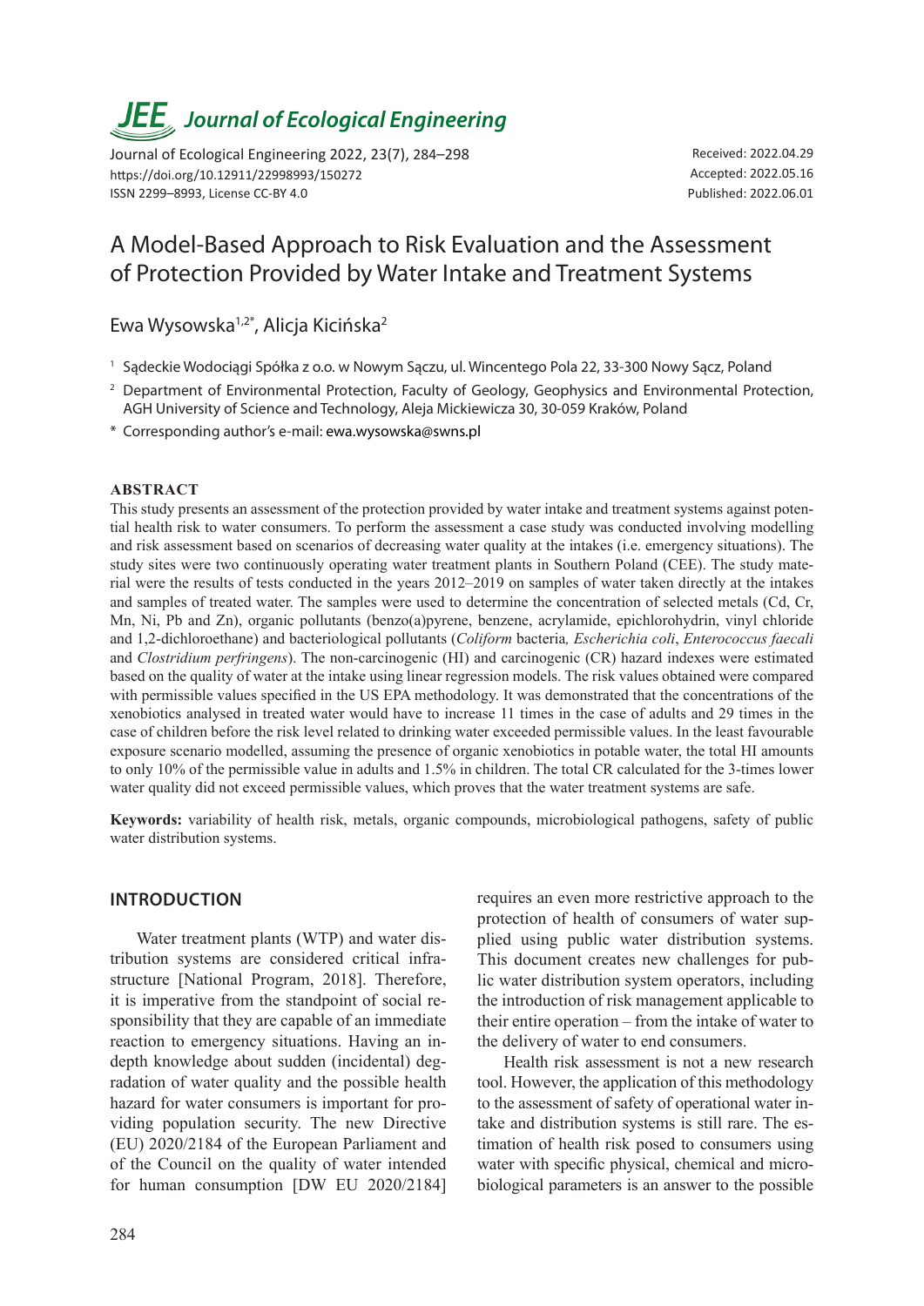# A Model-Based Approach to Risk Evaluation and the Assessment of Protection Provided by Water Intake and Treatment Systems

Ewa Wysowska[1,2*], Alicja Kicińska[2]

[1] Sądeckie Wodociągi Spółka z o.o. w Nowym Sączu, ul. Wincentego Pola 22, 33-300 Nowy Sącz, Poland

[2] Department of Environmental Protection, Faculty of Geology, Geophysics and Environmental Protection, AGH University of Science and Technology, Aleja Mickiewicza 30, 30-059 Kraków, Poland

\* Corresponding author's e-mail: ewa.wysowska@swns.pl

## ABSTRACT

This study presents an assessment of the protection provided by water intake and treatment systems against potential health risk to water consumers. To perform the assessment a case study was conducted involving modelling and risk assessment based on scenarios of decreasing water quality at the intakes (i.e. emergency situations). The study sites were two continuously operating water treatment plants in Southern Poland (CEE). The study material were the results of tests conducted in the years 2012–2019 on samples of water taken directly at the intakes and samples of treated water. The samples were used to determine the concentration of selected metals (Cd, Cr, Mn, Ni, Pb and Zn), organic pollutants (benzo(a)pyrene, benzene, acrylamide, epichlorohydrin, vinyl chloride and 1,2-dichloroethane) and bacteriological pollutants (*Coliform* bacteria*, Escherichia coli*, *Enterococcus faecali* and *Clostridium perfringens*). The non-carcinogenic (HI) and carcinogenic (CR) hazard indexes were estimated based on the quality of water at the intake using linear regression models. The risk values obtained were compared with permissible values specified in the US EPA methodology. It was demonstrated that the concentrations of the xenobiotics analysed in treated water would have to increase 11 times in the case of adults and 29 times in the case of children before the risk level related to drinking water exceeded permissible values. In the least favourable exposure scenario modelled, assuming the presence of organic xenobiotics in potable water, the total HI amounts to only 10% of the permissible value in adults and 1.5% in children. The total CR calculated for the 3-times lower water quality did not exceed permissible values, which proves that the water treatment systems are safe.

**Keywords:** variability of health risk, metals, organic compounds, microbiological pathogens, safety of public water distribution systems.

## INTRODUCTION

Water treatment plants (WTP) and water distribution systems are considered critical infrastructure [National Program, 2018]. Therefore, it is imperative from the standpoint of social responsibility that they are capable of an immediate reaction to emergency situations. Having an in-depth knowledge about sudden (incidental) degradation of water quality and the possible health hazard for water consumers is important for providing population security. The new Directive (EU) 2020/2184 of the European Parliament and of the Council on the quality of water intended for human consumption [DW EU 2020/2184] requires an even more restrictive approach to the protection of health of consumers of water supplied using public water distribution systems. This document creates new challenges for public water distribution system operators, including the introduction of risk management applicable to their entire operation – from the intake of water to the delivery of water to end consumers.

Health risk assessment is not a new research tool. However, the application of this methodology to the assessment of safety of operational water intake and distribution systems is still rare. The estimation of health risk posed to consumers using water with specific physical, chemical and microbiological parameters is an answer to the possible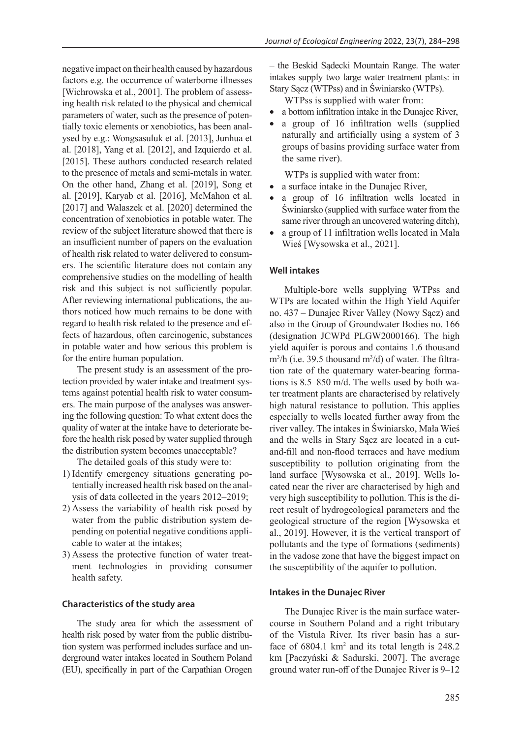negative impact on their health caused by hazardous factors e.g. the occurrence of waterborne illnesses [Wichrowska et al., 2001]. The problem of assessing health risk related to the physical and chemical parameters of water, such as the presence of potentially toxic elements or xenobiotics, has been analysed by e.g.: Wongsasuluk et al. [2013], Junhua et al. [2018], Yang et al. [2012], and Izquierdo et al. [2015]. These authors conducted research related to the presence of metals and semi-metals in water. On the other hand, Zhang et al. [2019], Song et al. [2019], Karyab et al. [2016], McMahon et al. [2017] and Walaszek et al. [2020] determined the concentration of xenobiotics in potable water. The review of the subject literature showed that there is an insufficient number of papers on the evaluation of health risk related to water delivered to consumers. The scientific literature does not contain any comprehensive studies on the modelling of health risk and this subject is not sufficiently popular. After reviewing international publications, the authors noticed how much remains to be done with regard to health risk related to the presence and effects of hazardous, often carcinogenic, substances in potable water and how serious this problem is for the entire human population.

The present study is an assessment of the protection provided by water intake and treatment systems against potential health risk to water consumers. The main purpose of the analyses was answering the following question: To what extent does the quality of water at the intake have to deteriorate before the health risk posed by water supplied through the distribution system becomes unacceptable?

The detailed goals of this study were to:

1) Identify emergency situations generating potentially increased health risk based on the analysis of data collected in the years 2012–2019;
2) Assess the variability of health risk posed by water from the public distribution system depending on potential negative conditions applicable to water at the intakes;
3) Assess the protective function of water treatment technologies in providing consumer health safety.

### Characteristics of the study area

The study area for which the assessment of health risk posed by water from the public distribution system was performed includes surface and underground water intakes located in Southern Poland (EU), specifically in part of the Carpathian Orogen – the Beskid Sądecki Mountain Range. The water intakes supply two large water treatment plants: in Stary Sącz (WTPss) and in Świniarsko (WTPs).

WTPss is supplied with water from:

- a bottom infiltration intake in the Dunajec River,
- a group of 16 infiltration wells (supplied naturally and artificially using a system of 3 groups of basins providing surface water from the same river).

WTPs is supplied with water from:

- a surface intake in the Dunajec River,
- a group of 16 infiltration wells located in Świniarsko (supplied with surface water from the same river through an uncovered watering ditch),
- a group of 11 infiltration wells located in Mała Wieś [Wysowska et al., 2021].

### Well intakes

Multiple-bore wells supplying WTPss and WTPs are located within the High Yield Aquifer no. 437 – Dunajec River Valley (Nowy Sącz) and also in the Group of Groundwater Bodies no. 166 (designation JCWPd PLGW2000166). The high yield aquifer is porous and contains 1.6 thousand $m^3/h$ (i.e. 39.5 thousand $m^3/d$) of water. The filtration rate of the quaternary water-bearing formations is 8.5–850 m/d. The wells used by both water treatment plants are characterised by relatively high natural resistance to pollution. This applies especially to wells located further away from the river valley. The intakes in Świniarsko, Mała Wieś and the wells in Stary Sącz are located in a cut-and-fill and non-flood terraces and have medium susceptibility to pollution originating from the land surface [Wysowska et al., 2019]. Wells located near the river are characterised by high and very high susceptibility to pollution. This is the direct result of hydrogeological parameters and the geological structure of the region [Wysowska et al., 2019]. However, it is the vertical transport of pollutants and the type of formations (sediments) in the vadose zone that have the biggest impact on the susceptibility of the aquifer to pollution.

### Intakes in the Dunajec River

The Dunajec River is the main surface watercourse in Southern Poland and a right tributary of the Vistula River. Its river basin has a surface of 6804.1 $km^2$ and its total length is 248.2 km [Paczyński & Sadurski, 2007]. The average ground water run-off of the Dunajec River is 9–12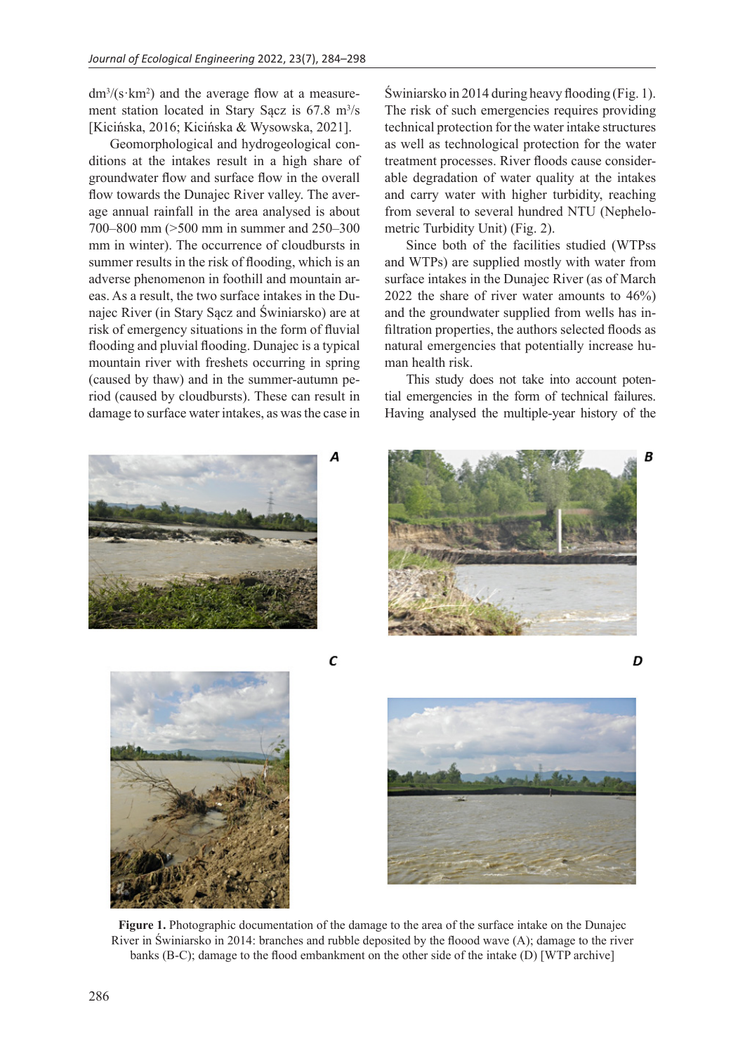dm$^3$/(s·km$^2$) and the average flow at a measurement station located in Stary Sącz is 67.8 m$^3$/s [Kicińska, 2016; Kicińska & Wysowska, 2021].

Geomorphological and hydrogeological conditions at the intakes result in a high share of groundwater flow and surface flow in the overall flow towards the Dunajec River valley. The average annual rainfall in the area analysed is about 700–800 mm (>500 mm in summer and 250–300 mm in winter). The occurrence of cloudbursts in summer results in the risk of flooding, which is an adverse phenomenon in foothill and mountain areas. As a result, the two surface intakes in the Dunajec River (in Stary Sącz and Świniarsko) are at risk of emergency situations in the form of fluvial flooding and pluvial flooding. Dunajec is a typical mountain river with freshets occurring in spring (caused by thaw) and in the summer-autumn period (caused by cloudbursts). These can result in damage to surface water intakes, as was the case in Świniarsko in 2014 during heavy flooding (Fig. 1). The risk of such emergencies requires providing technical protection for the water intake structures as well as technological protection for the water treatment processes. River floods cause considerable degradation of water quality at the intakes and carry water with higher turbidity, reaching from several to several hundred NTU (Nephelometric Turbidity Unit) (Fig. 2).

Since both of the facilities studied (WTPss and WTPs) are supplied mostly with water from surface intakes in the Dunajec River (as of March 2022 the share of river water amounts to 46%) and the groundwater supplied from wells has infiltration properties, the authors selected floods as natural emergencies that potentially increase human health risk.

This study does not take into account potential emergencies in the form of technical failures. Having analysed the multiple-year history of the

**Figure 1.** Photographic documentation of the damage to the area of the surface intake on the Dunajec River in Świniarsko in 2014: branches and rubble deposited by the floood wave (A); damage to the river banks (B-C); damage to the flood embankment on the other side of the intake (D) [WTP archive]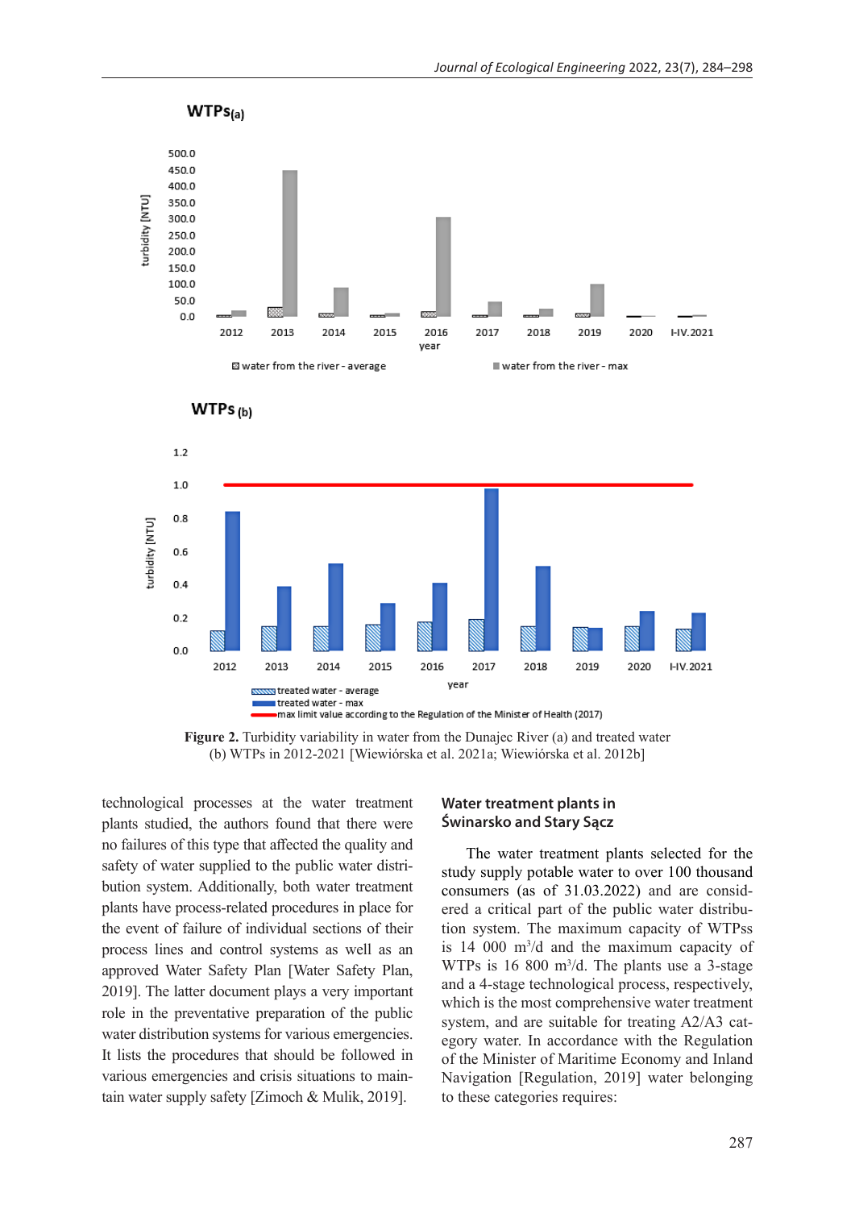**Figure 2.** Turbidity variability in water from the Dunajec River (a) and treated water (b) WTPs in 2012-2021 [Wiewiórska et al. 2021a; Wiewiórska et al. 2012b]

technological processes at the water treatment plants studied, the authors found that there were no failures of this type that affected the quality and safety of water supplied to the public water distribution system. Additionally, both water treatment plants have process-related procedures in place for the event of failure of individual sections of their process lines and control systems as well as an approved Water Safety Plan [Water Safety Plan, 2019]. The latter document plays a very important role in the preventative preparation of the public water distribution systems for various emergencies. It lists the procedures that should be followed in various emergencies and crisis situations to maintain water supply safety [Zimoch & Mulik, 2019].

## Water treatment plants in Świnarsko and Stary Sącz

The water treatment plants selected for the study supply potable water to over 100 thousand consumers (as of 31.03.2022) and are considered a critical part of the public water distribution system. The maximum capacity of WTPss is 14 000 $m^3$/d and the maximum capacity of WTPs is 16 800 $m^3$/d. The plants use a 3-stage and a 4-stage technological process, respectively, which is the most comprehensive water treatment system, and are suitable for treating A2/A3 category water. In accordance with the Regulation of the Minister of Maritime Economy and Inland Navigation [Regulation, 2019] water belonging to these categories requires: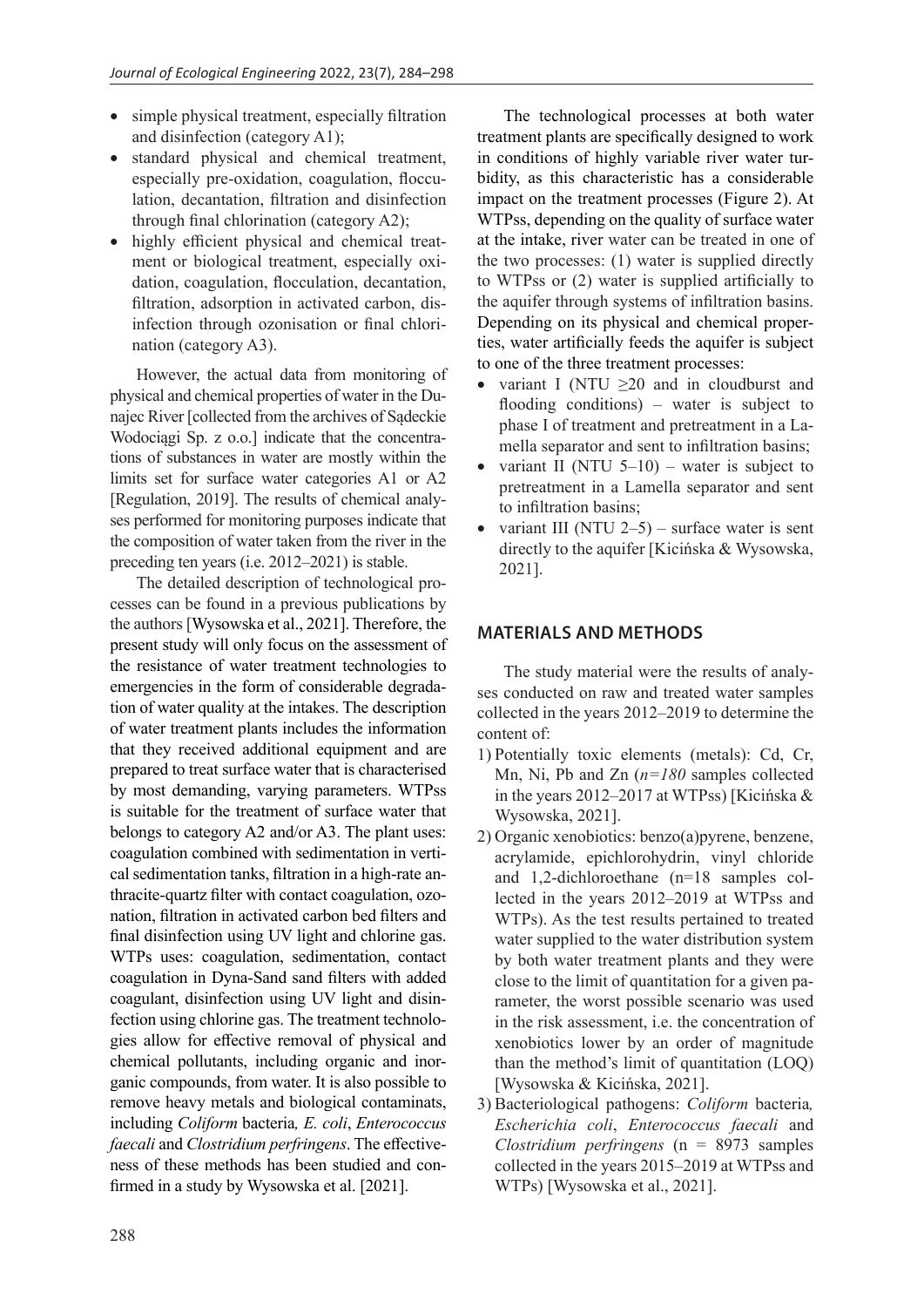- simple physical treatment, especially filtration and disinfection (category A1);
- standard physical and chemical treatment, especially pre-oxidation, coagulation, flocculation, decantation, filtration and disinfection through final chlorination (category A2);
- highly efficient physical and chemical treatment or biological treatment, especially oxidation, coagulation, flocculation, decantation, filtration, adsorption in activated carbon, disinfection through ozonisation or final chlorination (category A3).

However, the actual data from monitoring of physical and chemical properties of water in the Dunajec River [collected from the archives of Sądeckie Wodociągi Sp. z o.o.] indicate that the concentrations of substances in water are mostly within the limits set for surface water categories A1 or A2 [Regulation, 2019]. The results of chemical analyses performed for monitoring purposes indicate that the composition of water taken from the river in the preceding ten years (i.e. 2012–2021) is stable.

The detailed description of technological processes can be found in a previous publications by the authors [Wysowska et al., 2021]. Therefore, the present study will only focus on the assessment of the resistance of water treatment technologies to emergencies in the form of considerable degradation of water quality at the intakes. The description of water treatment plants includes the information that they received additional equipment and are prepared to treat surface water that is characterised by most demanding, varying parameters. WTPss is suitable for the treatment of surface water that belongs to category A2 and/or A3. The plant uses: coagulation combined with sedimentation in vertical sedimentation tanks, filtration in a high-rate anthracite-quartz filter with contact coagulation, ozonation, filtration in activated carbon bed filters and final disinfection using UV light and chlorine gas. WTPs uses: coagulation, sedimentation, contact coagulation in Dyna-Sand sand filters with added coagulant, disinfection using UV light and disinfection using chlorine gas. The treatment technologies allow for effective removal of physical and chemical pollutants, including organic and inorganic compounds, from water. It is also possible to remove heavy metals and biological contaminats, including *Coliform* bacteria*, E. coli*, *Enterococcus faecali* and *Clostridium perfringens*. The effectiveness of these methods has been studied and confirmed in a study by Wysowska et al. [2021].

The technological processes at both water treatment plants are specifically designed to work in conditions of highly variable river water turbidity, as this characteristic has a considerable impact on the treatment processes (Figure 2). At WTPss, depending on the quality of surface water at the intake, river water can be treated in one of the two processes: (1) water is supplied directly to WTPss or (2) water is supplied artificially to the aquifer through systems of infiltration basins. Depending on its physical and chemical properties, water artificially feeds the aquifer is subject to one of the three treatment processes:

- variant I (NTU ≥20 and in cloudburst and flooding conditions) – water is subject to phase I of treatment and pretreatment in a Lamella separator and sent to infiltration basins;
- variant II (NTU 5–10) – water is subject to pretreatment in a Lamella separator and sent to infiltration basins;
- variant III (NTU 2–5) – surface water is sent directly to the aquifer [Kicińska & Wysowska, 2021].

## MATERIALS AND METHODS

The study material were the results of analyses conducted on raw and treated water samples collected in the years 2012–2019 to determine the content of:

1) Potentially toxic elements (metals): Cd, Cr, Mn, Ni, Pb and Zn (*n=180* samples collected in the years 2012–2017 at WTPss) [Kicińska & Wysowska, 2021].
2) Organic xenobiotics: benzo(a)pyrene, benzene, acrylamide, epichlorohydrin, vinyl chloride and 1,2-dichloroethane (n=18 samples collected in the years 2012–2019 at WTPss and WTPs). As the test results pertained to treated water supplied to the water distribution system by both water treatment plants and they were close to the limit of quantitation for a given parameter, the worst possible scenario was used in the risk assessment, i.e. the concentration of xenobiotics lower by an order of magnitude than the method's limit of quantitation (LOQ) [Wysowska & Kicińska, 2021].
3) Bacteriological pathogens: *Coliform* bacteria*, Escherichia coli*, *Enterococcus faecali* and *Clostridium perfringens* (n = 8973 samples collected in the years 2015–2019 at WTPss and WTPs) [Wysowska et al., 2021].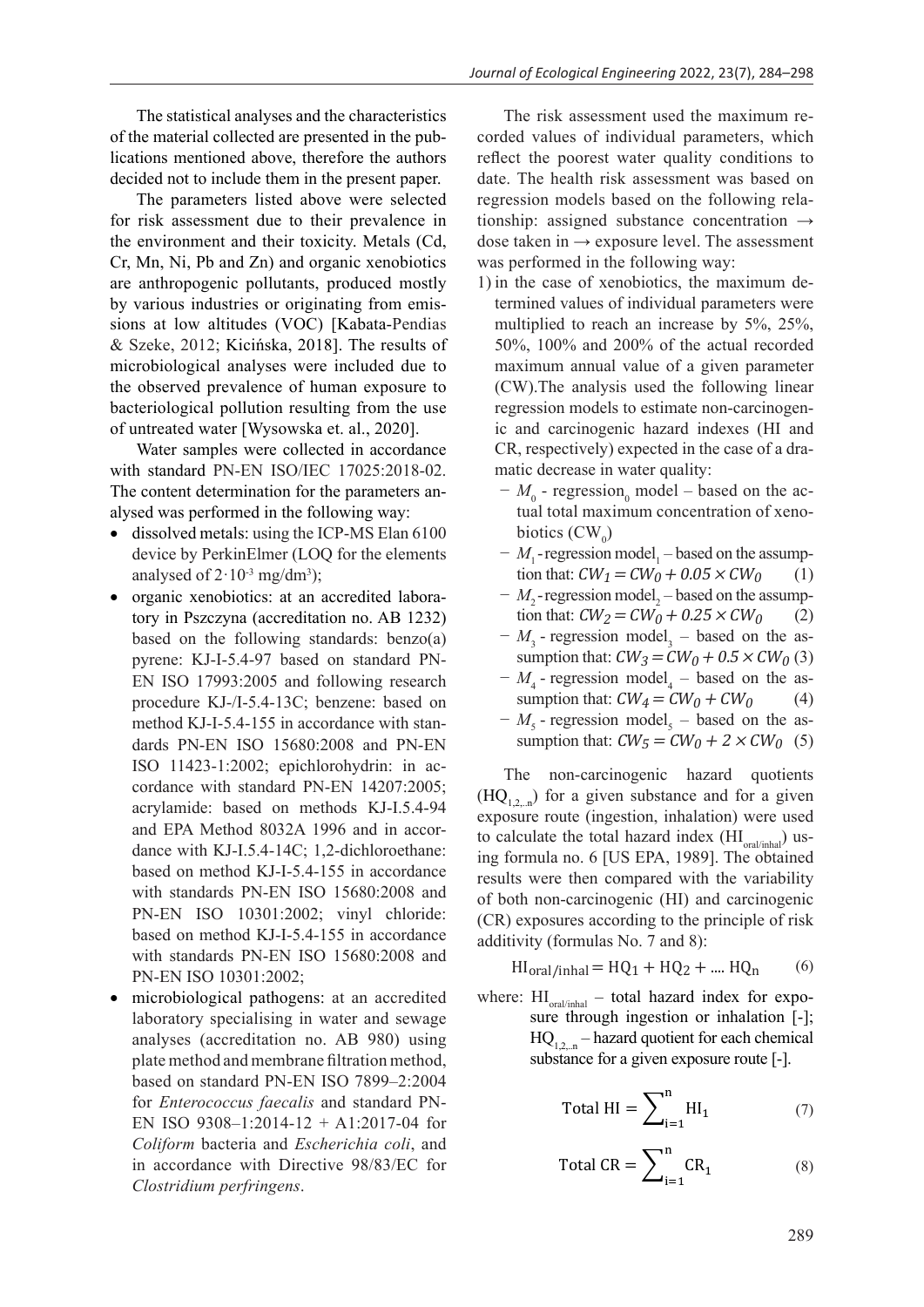The statistical analyses and the characteristics of the material collected are presented in the publications mentioned above, therefore the authors decided not to include them in the present paper.

The parameters listed above were selected for risk assessment due to their prevalence in the environment and their toxicity. Metals (Cd, Cr, Mn, Ni, Pb and Zn) and organic xenobiotics are anthropogenic pollutants, produced mostly by various industries or originating from emissions at low altitudes (VOC) [Kabata-Pendias & Szeke, 2012; Kicińska, 2018]. The results of microbiological analyses were included due to the observed prevalence of human exposure to bacteriological pollution resulting from the use of untreated water [Wysowska et. al., 2020].

Water samples were collected in accordance with standard PN-EN ISO/IEC 17025:2018-02. The content determination for the parameters analysed was performed in the following way:

- dissolved metals: using the ICP-MS Elan 6100 device by PerkinElmer (LOQ for the elements analysed of $2 \cdot 10^{-3}$ mg/dm$^3$);
- organic xenobiotics: at an accredited laboratory in Pszczyna (accreditation no. AB 1232) based on the following standards: benzo(a) pyrene: KJ-I-5.4-97 based on standard PN-EN ISO 17993:2005 and following research procedure KJ-/I-5.4-13C; benzene: based on method KJ-I-5.4-155 in accordance with standards PN-EN ISO 15680:2008 and PN-EN ISO 11423-1:2002; epichlorohydrin: in accordance with standard PN-EN 14207:2005; acrylamide: based on methods KJ-I.5.4-94 and EPA Method 8032A 1996 and in accordance with KJ-I.5.4-14C; 1,2-dichloroethane: based on method KJ-I-5.4-155 in accordance with standards PN-EN ISO 15680:2008 and PN-EN ISO 10301:2002; vinyl chloride: based on method KJ-I-5.4-155 in accordance with standards PN-EN ISO 15680:2008 and PN-EN ISO 10301:2002;
- microbiological pathogens: at an accredited laboratory specialising in water and sewage analyses (accreditation no. AB 980) using plate method and membrane filtration method, based on standard PN-EN ISO 7899–2:2004 for *Enterococcus faecalis* and standard PN-EN ISO 9308–1:2014-12 + A1:2017-04 for *Coliform* bacteria and *Escherichia coli*, and in accordance with Directive 98/83/EC for *Clostridium perfringens*.

The risk assessment used the maximum recorded values of individual parameters, which reflect the poorest water quality conditions to date. The health risk assessment was based on regression models based on the following relationship: assigned substance concentration → dose taken in → exposure level. The assessment was performed in the following way:

1) in the case of xenobiotics, the maximum determined values of individual parameters were multiplied to reach an increase by 5%, 25%, 50%, 100% and 200% of the actual recorded maximum annual value of a given parameter (CW).The analysis used the following linear regression models to estimate non-carcinogenic and carcinogenic hazard indexes (HI and CR, respectively) expected in the case of a dramatic decrease in water quality:
   - $M_0$ - regression$_0$ model – based on the actual total maximum concentration of xenobiotics ($CW_0$)
   - $M_1$ - regression model$_1$ – based on the assumption that: $CW_1 = CW_0 + 0.05 \times CW_0$ (1)
   - $M_2$ - regression model$_2$ – based on the assumption that: $CW_2 = CW_0 + 0.25 \times CW_0$ (2)
   - $M_3$ - regression model$_3$ – based on the assumption that: $CW_3 = CW_0 + 0.5 \times CW_0$ (3)
   - $M_4$ - regression model$_4$ – based on the assumption that: $CW_4 = CW_0 + CW_0$ (4)
   - $M_5$ - regression model$_5$ – based on the assumption that: $CW_5 = CW_0 + 2 \times CW_0$ (5)

The non-carcinogenic hazard quotients ($HQ_{1,2,..n}$) for a given substance and for a given exposure route (ingestion, inhalation) were used to calculate the total hazard index ($HI_{oral/inhal}$) using formula no. 6 [US EPA, 1989]. The obtained results were then compared with the variability of both non-carcinogenic (HI) and carcinogenic (CR) exposures according to the principle of risk additivity (formulas No. 7 and 8):

$$HI_{oral/inhal} = HQ_1 + HQ_2 + .... HQ_n \quad (6)$$

where: $HI_{oral/inhal}$ – total hazard index for exposure through ingestion or inhalation [-];
$HQ_{1,2,..n}$ – hazard quotient for each chemical substance for a given exposure route [-].

$$\text{Total HI} = \sum_{i=1}^{n} HI_1 \quad (7)$$

$$\text{Total CR} = \sum_{i=1}^{n} CR_1 \quad (8)$$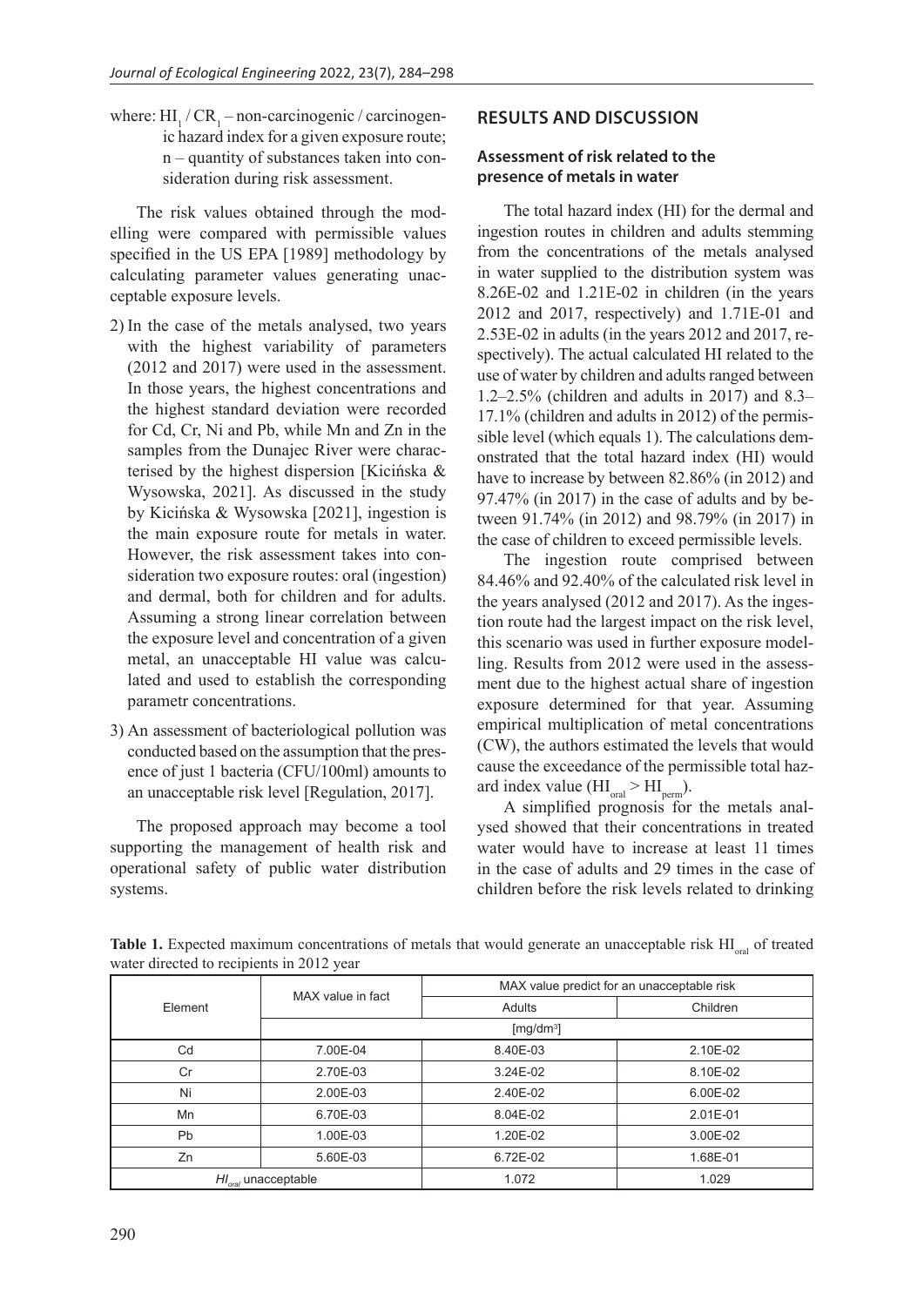where: $HI_1$ / $CR_1$ – non-carcinogenic / carcinogenic hazard index for a given exposure route; n – quantity of substances taken into consideration during risk assessment.

The risk values obtained through the modelling were compared with permissible values specified in the US EPA [1989] methodology by calculating parameter values generating unacceptable exposure levels.

2) In the case of the metals analysed, two years with the highest variability of parameters (2012 and 2017) were used in the assessment. In those years, the highest concentrations and the highest standard deviation were recorded for Cd, Cr, Ni and Pb, while Mn and Zn in the samples from the Dunajec River were characterised by the highest dispersion [Kicińska & Wysowska, 2021]. As discussed in the study by Kicińska & Wysowska [2021], ingestion is the main exposure route for metals in water. However, the risk assessment takes into consideration two exposure routes: oral (ingestion) and dermal, both for children and for adults. Assuming a strong linear correlation between the exposure level and concentration of a given metal, an unacceptable HI value was calculated and used to establish the corresponding parametr concentrations.
3) An assessment of bacteriological pollution was conducted based on the assumption that the presence of just 1 bacteria (CFU/100ml) amounts to an unacceptable risk level [Regulation, 2017].

The proposed approach may become a tool supporting the management of health risk and operational safety of public water distribution systems.

## RESULTS AND DISCUSSION

### Assessment of risk related to the presence of metals in water

The total hazard index (HI) for the dermal and ingestion routes in children and adults stemming from the concentrations of the metals analysed in water supplied to the distribution system was 8.26E-02 and 1.21E-02 in children (in the years 2012 and 2017, respectively) and 1.71E-01 and 2.53E-02 in adults (in the years 2012 and 2017, respectively). The actual calculated HI related to the use of water by children and adults ranged between 1.2–2.5% (children and adults in 2017) and 8.3–17.1% (children and adults in 2012) of the permissible level (which equals 1). The calculations demonstrated that the total hazard index (HI) would have to increase by between 82.86% (in 2012) and 97.47% (in 2017) in the case of adults and by between 91.74% (in 2012) and 98.79% (in 2017) in the case of children to exceed permissible levels.

The ingestion route comprised between 84.46% and 92.40% of the calculated risk level in the years analysed (2012 and 2017). As the ingestion route had the largest impact on the risk level, this scenario was used in further exposure modelling. Results from 2012 were used in the assessment due to the highest actual share of ingestion exposure determined for that year. Assuming empirical multiplication of metal concentrations (CW), the authors estimated the levels that would cause the exceedance of the permissible total hazard index value ($HI_{oral} > HI_{perm}$).

A simplified prognosis for the metals analysed showed that their concentrations in treated water would have to increase at least 11 times in the case of adults and 29 times in the case of children before the risk levels related to drinking

**Table 1.** Expected maximum concentrations of metals that would generate an unacceptable risk $HI_{oral}$ of treated water directed to recipients in 2012 year

| Element | MAX value in fact | MAX value predict for an unacceptable risk | |
|---|---|---|---|
| | | Adults | Children |
| | [mg/dm³] | | |
| Cd | 7.00E-04 | 8.40E-03 | 2.10E-02 |
| Cr | 2.70E-03 | 3.24E-02 | 8.10E-02 |
| Ni | 2.00E-03 | 2.40E-02 | 6.00E-02 |
| Mn | 6.70E-03 | 8.04E-02 | 2.01E-01 |
| Pb | 1.00E-03 | 1.20E-02 | 3.00E-02 |
| Zn | 5.60E-03 | 6.72E-02 | 1.68E-01 |
| $HI_{oral}$ unacceptable | | 1.072 | 1.029 |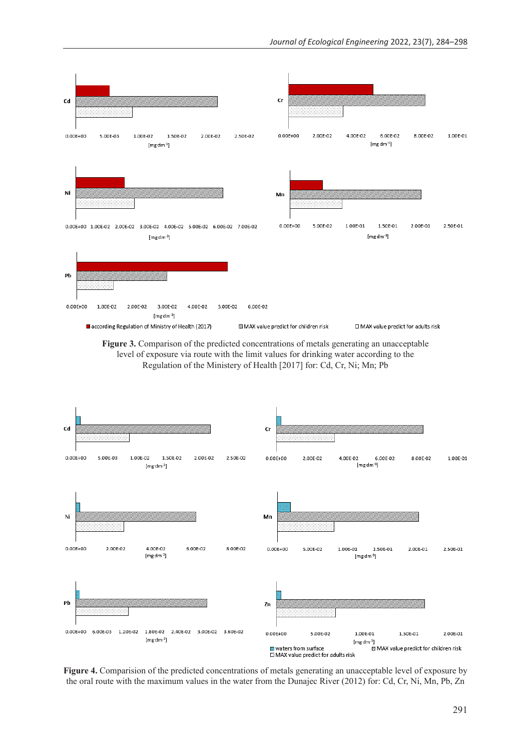**Figure 3.** Comparison of the predicted concentrations of metals generating an unacceptable level of exposure via route with the limit values for drinking water according to the Regulation of the Ministery of Health [2017] for: Cd, Cr, Ni; Mn; Pb

**Figure 4.** Comparision of the predicted concentrations of metals generating an unacceptable level of exposure by the oral route with the maximum values in the water from the Dunajec River (2012) for: Cd, Cr, Ni, Mn, Pb, Zn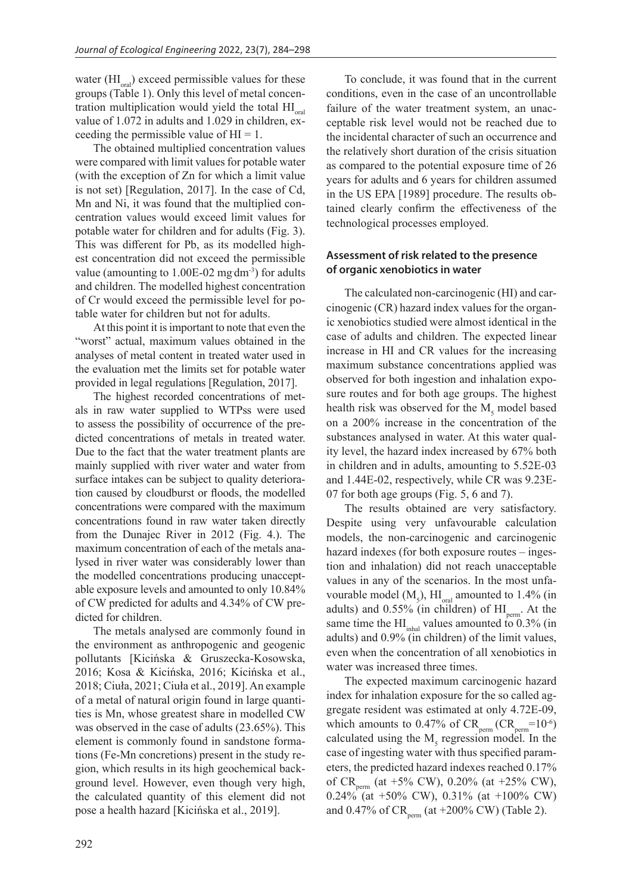water ($HI_{oral}$) exceed permissible values for these groups (Table 1). Only this level of metal concentration multiplication would yield the total $HI_{oral}$ value of 1.072 in adults and 1.029 in children, exceeding the permissible value of HI = 1.

The obtained multiplied concentration values were compared with limit values for potable water (with the exception of Zn for which a limit value is not set) [Regulation, 2017]. In the case of Cd, Mn and Ni, it was found that the multiplied concentration values would exceed limit values for potable water for children and for adults (Fig. 3). This was different for Pb, as its modelled highest concentration did not exceed the permissible value (amounting to 1.00E-02 $mg \cdot dm^{-3}$) for adults and children. The modelled highest concentration of Cr would exceed the permissible level for potable water for children but not for adults.

At this point it is important to note that even the "worst" actual, maximum values obtained in the analyses of metal content in treated water used in the evaluation met the limits set for potable water provided in legal regulations [Regulation, 2017].

The highest recorded concentrations of metals in raw water supplied to WTPss were used to assess the possibility of occurrence of the predicted concentrations of metals in treated water. Due to the fact that the water treatment plants are mainly supplied with river water and water from surface intakes can be subject to quality deterioration caused by cloudburst or floods, the modelled concentrations were compared with the maximum concentrations found in raw water taken directly from the Dunajec River in 2012 (Fig. 4.). The maximum concentration of each of the metals analysed in river water was considerably lower than the modelled concentrations producing unacceptable exposure levels and amounted to only 10.84% of CW predicted for adults and 4.34% of CW predicted for children.

The metals analysed are commonly found in the environment as anthropogenic and geogenic pollutants [Kicińska & Gruszecka-Kosowska, 2016; Kosa & Kicińska, 2016; Kicińska et al., 2018; Ciuła, 2021; Ciuła et al., 2019]. An example of a metal of natural origin found in large quantities is Mn, whose greatest share in modelled CW was observed in the case of adults (23.65%). This element is commonly found in sandstone formations (Fe-Mn concretions) present in the study region, which results in its high geochemical background level. However, even though very high, the calculated quantity of this element did not pose a health hazard [Kicińska et al., 2019].

To conclude, it was found that in the current conditions, even in the case of an uncontrollable failure of the water treatment system, an unacceptable risk level would not be reached due to the incidental character of such an occurrence and the relatively short duration of the crisis situation as compared to the potential exposure time of 26 years for adults and 6 years for children assumed in the US EPA [1989] procedure. The results obtained clearly confirm the effectiveness of the technological processes employed.

### Assessment of risk related to the presence of organic xenobiotics in water

The calculated non-carcinogenic (HI) and carcinogenic (CR) hazard index values for the organic xenobiotics studied were almost identical in the case of adults and children. The expected linear increase in HI and CR values for the increasing maximum substance concentrations applied was observed for both ingestion and inhalation exposure routes and for both age groups. The highest health risk was observed for the $M_5$ model based on a 200% increase in the concentration of the substances analysed in water. At this water quality level, the hazard index increased by 67% both in children and in adults, amounting to 5.52E-03 and 1.44E-02, respectively, while CR was 9.23E-07 for both age groups (Fig. 5, 6 and 7).

The results obtained are very satisfactory. Despite using very unfavourable calculation models, the non-carcinogenic and carcinogenic hazard indexes (for both exposure routes – ingestion and inhalation) did not reach unacceptable values in any of the scenarios. In the most unfavourable model ($M_5$), $HI_{oral}$ amounted to 1.4% (in adults) and 0.55% (in children) of $HI_{perm}$. At the same time the $HI_{inhal}$ values amounted to 0.3% (in adults) and 0.9% (in children) of the limit values, even when the concentration of all xenobiotics in water was increased three times.

The expected maximum carcinogenic hazard index for inhalation exposure for the so called aggregate resident was estimated at only 4.72E-09, which amounts to 0.47% of $CR_{perm}$ ($CR_{perm}=10^{-6}$) calculated using the $M_5$ regression model. In the case of ingesting water with thus specified parameters, the predicted hazard indexes reached 0.17% of $CR_{perm}$ (at +5% CW), 0.20% (at +25% CW), 0.24% (at +50% CW), 0.31% (at +100% CW) and 0.47% of $CR_{perm}$ (at +200% CW) (Table 2).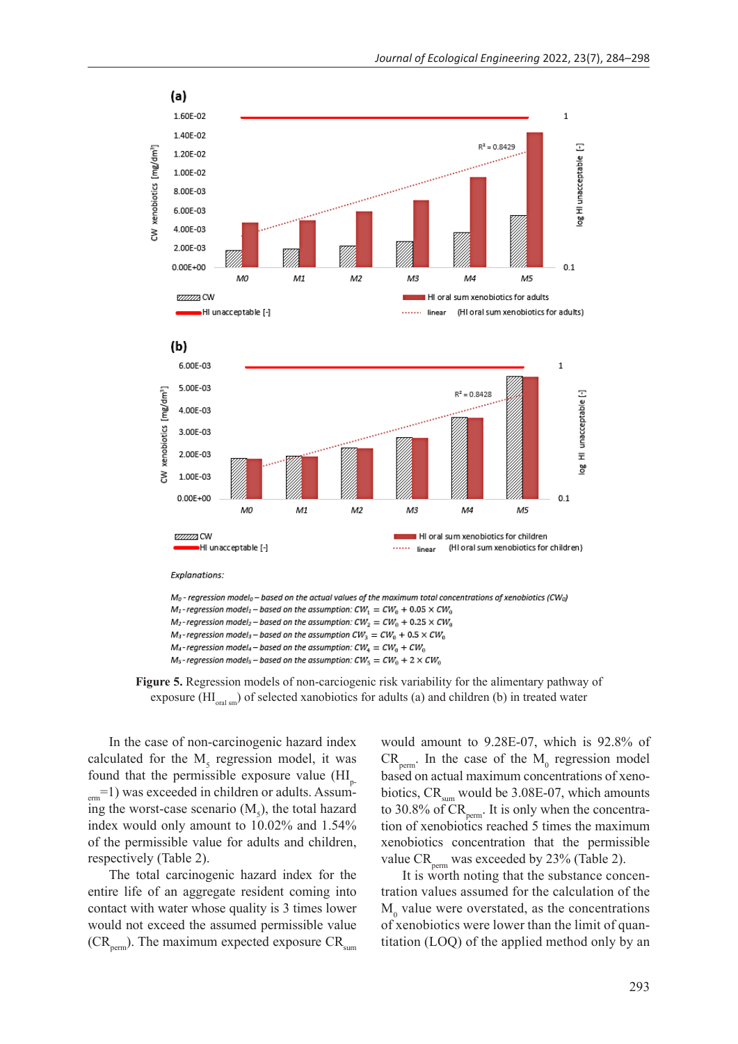(a)

(b)

*Explanations:*

*$M_0$ - regression model$_0$ – based on the actual values of the maximum total concentrations of xenobiotics ($CW_0$)*
*$M_1$ - regression model$_1$ – based on the assumption: $CW_1 = CW_0 + 0.05 \times CW_0$*
*$M_2$ - regression model$_2$ – based on the assumption: $CW_2 = CW_0 + 0.25 \times CW_0$*
*$M_3$ - regression model$_3$ – based on the assumption $CW_3 = CW_0 + 0.5 \times CW_0$*
*$M_4$ - regression model$_4$ – based on the assumption: $CW_4 = CW_0 + CW_0$*
*$M_5$ - regression model$_5$ – based on the assumption: $CW_5 = CW_0 + 2 \times CW_0$*

**Figure 5.** Regression models of non-carciogenic risk variability for the alimentary pathway of exposure ($HI_{oral\ sm}$) of selected xanobiotics for adults (a) and children (b) in treated water

In the case of non-carcinogenic hazard index calculated for the $M_5$ regression model, it was found that the permissible exposure value ($HI_{perm}$=1) was exceeded in children or adults. Assuming the worst-case scenario ($M_5$), the total hazard index would only amount to 10.02% and 1.54% of the permissible value for adults and children, respectively (Table 2).

The total carcinogenic hazard index for the entire life of an aggregate resident coming into contact with water whose quality is 3 times lower would not exceed the assumed permissible value ($CR_{perm}$). The maximum expected exposure $CR_{sum}$ would amount to 9.28E-07, which is 92.8% of $CR_{perm}$. In the case of the $M_0$ regression model based on actual maximum concentrations of xenobiotics, $CR_{sum}$ would be 3.08E-07, which amounts to 30.8% of $CR_{perm}$. It is only when the concentration of xenobiotics reached 5 times the maximum xenobiotics concentration that the permissible value $CR_{perm}$ was exceeded by 23% (Table 2).

It is worth noting that the substance concentration values assumed for the calculation of the $M_0$ value were overstated, as the concentrations of xenobiotics were lower than the limit of quantitation (LOQ) of the applied method only by an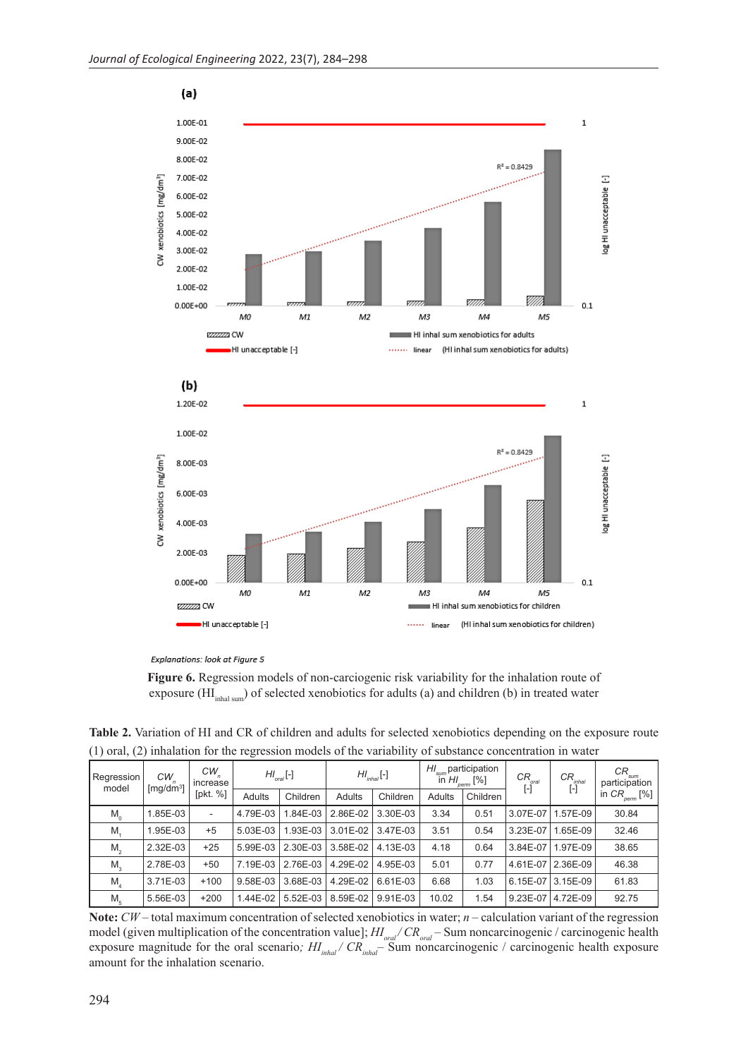Explanations: look at Figure 5

**Figure 6.** Regression models of non-carciogenic risk variability for the inhalation route of exposure ($HI_{inhal\ sum}$) of selected xenobiotics for adults (a) and children (b) in treated water

**Table 2.** Variation of HI and CR of children and adults for selected xenobiotics depending on the exposure route (1) oral, (2) inhalation for the regression models of the variability of substance concentration in water

| Regression model | $CW_n$ [mg/dm³] | $CW_n$ increase [pkt. %] | $HI_{oral}$ [-] | | $HI_{inhal}$ [-] | | $HI_{sum}$ participation in $HI_{perm}$ [%] | | $CR_{oral}$ [-] | $CR_{inhal}$ [-] | $CR_{sum}$ participation in $CR_{perm}$ [%] |
|---|---|---|---|---|---|---|---|---|---|---|---|
| | | | Adults | Children | Adults | Children | Adults | Children | | | |
| $M_0$ | 1.85E-03 | - | 4.79E-03 | 1.84E-03 | 2.86E-02 | 3.30E-03 | 3.34 | 0.51 | 3.07E-07 | 1.57E-09 | 30.84 |
| $M_1$ | 1.95E-03 | +5 | 5.03E-03 | 1.93E-03 | 3.01E-02 | 3.47E-03 | 3.51 | 0.54 | 3.23E-07 | 1.65E-09 | 32.46 |
| $M_2$ | 2.32E-03 | +25 | 5.99E-03 | 2.30E-03 | 3.58E-02 | 4.13E-03 | 4.18 | 0.64 | 3.84E-07 | 1.97E-09 | 38.65 |
| $M_3$ | 2.78E-03 | +50 | 7.19E-03 | 2.76E-03 | 4.29E-02 | 4.95E-03 | 5.01 | 0.77 | 4.61E-07 | 2.36E-09 | 46.38 |
| $M_4$ | 3.71E-03 | +100 | 9.58E-03 | 3.68E-03 | 4.29E-02 | 6.61E-03 | 6.68 | 1.03 | 6.15E-07 | 3.15E-09 | 61.83 |
| $M_5$ | 5.56E-03 | +200 | 1.44E-02 | 5.52E-03 | 8.59E-02 | 9.91E-03 | 10.02 | 1.54 | 9.23E-07 | 4.72E-09 | 92.75 |

**Note:** *CW* – total maximum concentration of selected xenobiotics in water; *n* – calculation variant of the regression model (given multiplication of the concentration value); $HI_{oral}$ / $CR_{oral}$ – Sum noncarcinogenic / carcinogenic health exposure magnitude for the oral scenario; $HI_{inhal}$ / $CR_{inhal}$ – Sum noncarcinogenic / carcinogenic health exposure amount for the inhalation scenario.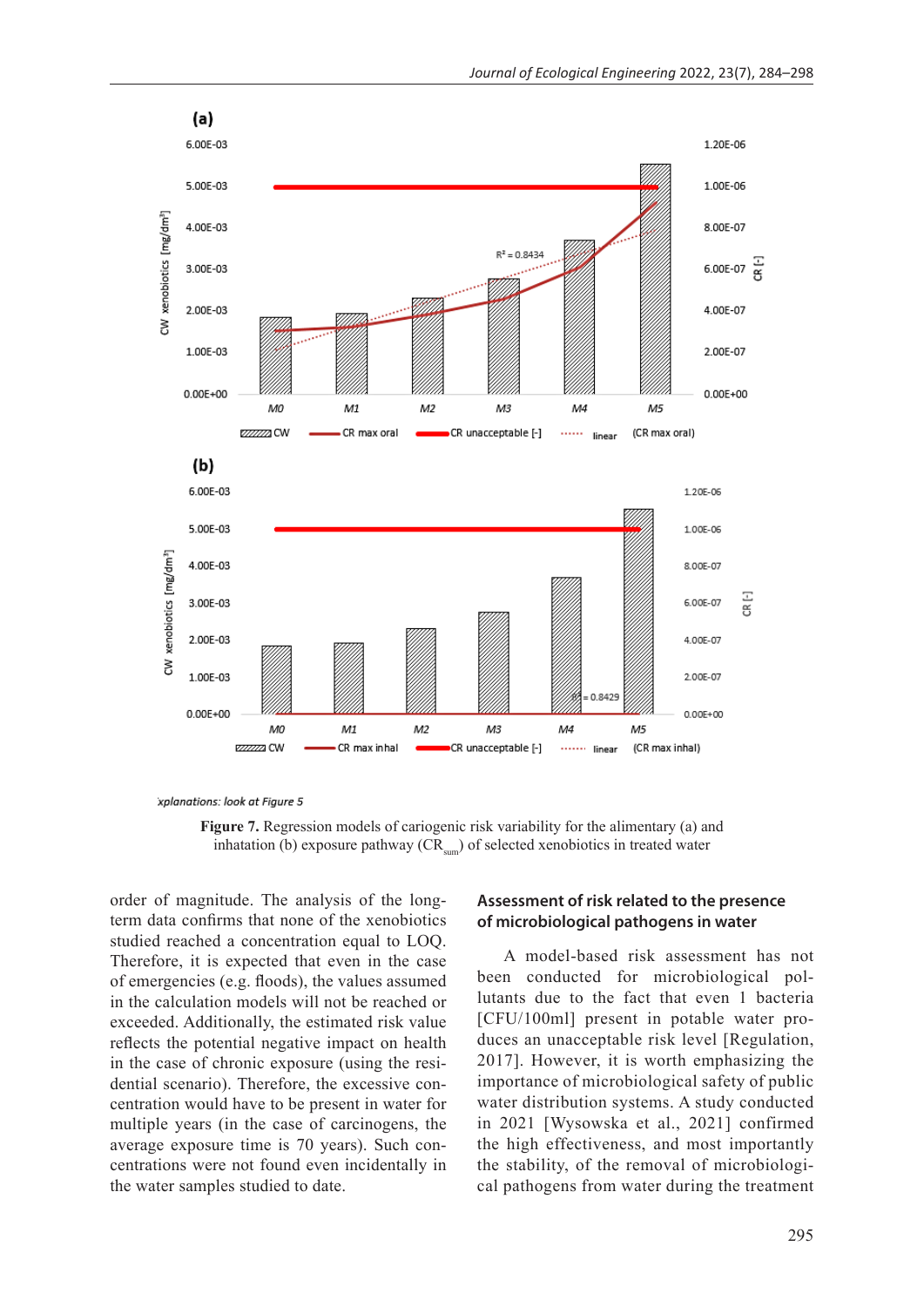xplanations: look at Figure 5

**Figure 7.** Regression models of cariogenic risk variability for the alimentary (a) and inhatation (b) exposure pathway ($CR_{sum}$) of selected xenobiotics in treated water

order of magnitude. The analysis of the long-term data confirms that none of the xenobiotics studied reached a concentration equal to LOQ. Therefore, it is expected that even in the case of emergencies (e.g. floods), the values assumed in the calculation models will not be reached or exceeded. Additionally, the estimated risk value reflects the potential negative impact on health in the case of chronic exposure (using the residential scenario). Therefore, the excessive concentration would have to be present in water for multiple years (in the case of carcinogens, the average exposure time is 70 years). Such concentrations were not found even incidentally in the water samples studied to date.

## Assessment of risk related to the presence of microbiological pathogens in water

A model-based risk assessment has not been conducted for microbiological pollutants due to the fact that even 1 bacteria [CFU/100ml] present in potable water produces an unacceptable risk level [Regulation, 2017]. However, it is worth emphasizing the importance of microbiological safety of public water distribution systems. A study conducted in 2021 [Wysowska et al., 2021] confirmed the high effectiveness, and most importantly the stability, of the removal of microbiological pathogens from water during the treatment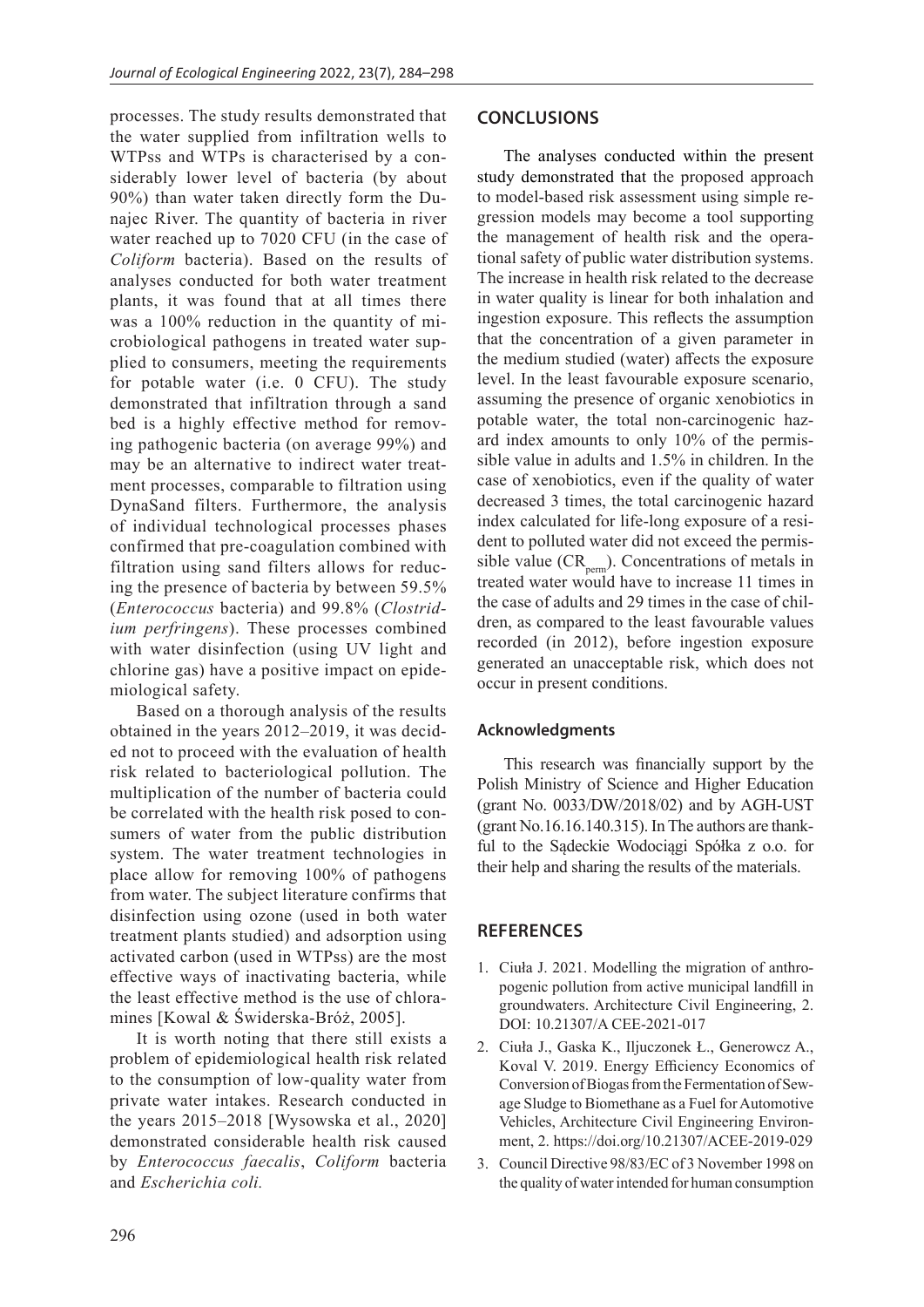processes. The study results demonstrated that the water supplied from infiltration wells to WTPss and WTPs is characterised by a considerably lower level of bacteria (by about 90%) than water taken directly form the Dunajec River. The quantity of bacteria in river water reached up to 7020 CFU (in the case of *Coliform* bacteria). Based on the results of analyses conducted for both water treatment plants, it was found that at all times there was a 100% reduction in the quantity of microbiological pathogens in treated water supplied to consumers, meeting the requirements for potable water (i.e. 0 CFU). The study demonstrated that infiltration through a sand bed is a highly effective method for removing pathogenic bacteria (on average 99%) and may be an alternative to indirect water treatment processes, comparable to filtration using DynaSand filters. Furthermore, the analysis of individual technological processes phases confirmed that pre-coagulation combined with filtration using sand filters allows for reducing the presence of bacteria by between 59.5% (*Enterococcus* bacteria) and 99.8% (*Clostridium perfringens*). These processes combined with water disinfection (using UV light and chlorine gas) have a positive impact on epidemiological safety.

Based on a thorough analysis of the results obtained in the years 2012–2019, it was decided not to proceed with the evaluation of health risk related to bacteriological pollution. The multiplication of the number of bacteria could be correlated with the health risk posed to consumers of water from the public distribution system. The water treatment technologies in place allow for removing 100% of pathogens from water. The subject literature confirms that disinfection using ozone (used in both water treatment plants studied) and adsorption using activated carbon (used in WTPss) are the most effective ways of inactivating bacteria, while the least effective method is the use of chloramines [Kowal & Świderska-Bróż, 2005].

It is worth noting that there still exists a problem of epidemiological health risk related to the consumption of low-quality water from private water intakes. Research conducted in the years 2015–2018 [Wysowska et al., 2020] demonstrated considerable health risk caused by *Enterococcus faecalis*, *Coliform* bacteria and *Escherichia coli.*

## CONCLUSIONS

The analyses conducted within the present study demonstrated that the proposed approach to model-based risk assessment using simple regression models may become a tool supporting the management of health risk and the operational safety of public water distribution systems. The increase in health risk related to the decrease in water quality is linear for both inhalation and ingestion exposure. This reflects the assumption that the concentration of a given parameter in the medium studied (water) affects the exposure level. In the least favourable exposure scenario, assuming the presence of organic xenobiotics in potable water, the total non-carcinogenic hazard index amounts to only 10% of the permissible value in adults and 1.5% in children. In the case of xenobiotics, even if the quality of water decreased 3 times, the total carcinogenic hazard index calculated for life-long exposure of a resident to polluted water did not exceed the permissible value ($CR_{perm}$). Concentrations of metals in treated water would have to increase 11 times in the case of adults and 29 times in the case of children, as compared to the least favourable values recorded (in 2012), before ingestion exposure generated an unacceptable risk, which does not occur in present conditions.

### Acknowledgments

This research was financially support by the Polish Ministry of Science and Higher Education (grant No. 0033/DW/2018/02) and by AGH-UST (grant No.16.16.140.315). In The authors are thankful to the Sądeckie Wodociągi Spółka z o.o. for their help and sharing the results of the materials.

## REFERENCES

1. Ciuła J. 2021. Modelling the migration of anthropogenic pollution from active municipal landfill in groundwaters. Architecture Civil Engineering, 2. DOI: 10.21307/A CEE-2021-017
2. Ciuła J., Gaska K., Iljuczonek Ł., Generowcz A., Koval V. 2019. Energy Efficiency Economics of Conversion of Biogas from the Fermentation of Sewage Sludge to Biomethane as a Fuel for Automotive Vehicles, Architecture Civil Engineering Environment, 2. https://doi.org/10.21307/ACEE-2019-029
3. Council Directive 98/83/EC of 3 November 1998 on the quality of water intended for human consumption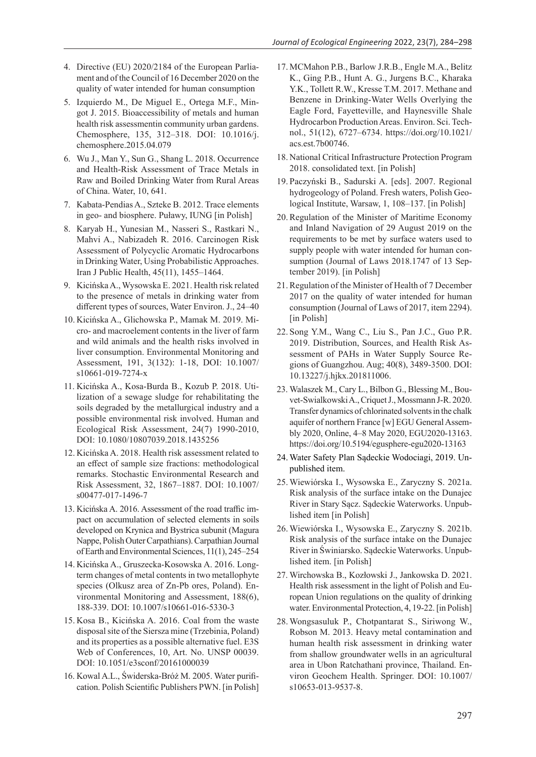4. Directive (EU) 2020/2184 of the European Parliament and of the Council of 16 December 2020 on the quality of water intended for human consumption
5. Izquierdo M., De Miguel E., Ortega M.F., Mingot J. 2015. Bioaccessibility of metals and human health risk assessmentin community urban gardens. Chemosphere, 135, 312–318. DOI: 10.1016/j.chemosphere.2015.04.079
6. Wu J., Man Y., Sun G., Shang L. 2018. Occurrence and Health-Risk Assessment of Trace Metals in Raw and Boiled Drinking Water from Rural Areas of China. Water, 10, 641.
7. Kabata-Pendias A., Szteke B. 2012. Trace elements in geo- and biosphere. Puławy, IUNG [in Polish]
8. Karyab H., Yunesian M., Nasseri S., Rastkari N., Mahvi A., Nabizadeh R. 2016. Carcinogen Risk Assessment of Polycyclic Aromatic Hydrocarbons in Drinking Water, Using Probabilistic Approaches. Iran J Public Health, 45(11), 1455–1464.
9. Kicińska A., Wysowska E. 2021. Health risk related to the presence of metals in drinking water from different types of sources, Water Environ. J., 24–40
10. Kicińska A., Glichowska P., Mamak M. 2019. Micro- and macroelement contents in the liver of farm and wild animals and the health risks involved in liver consumption. Environmental Monitoring and Assessment, 191, 3(132): 1-18, DOI: 10.1007/s10661-019-7274-x
11. Kicińska A., Kosa-Burda B., Kozub P. 2018. Utilization of a sewage sludge for rehabilitating the soils degraded by the metallurgical industry and a possible environmental risk involved. Human and Ecological Risk Assessment, 24(7) 1990-2010, DOI: 10.1080/10807039.2018.1435256
12. Kicińska A. 2018. Health risk assessment related to an effect of sample size fractions: methodological remarks. Stochastic Environmental Research and Risk Assessment, 32, 1867–1887. DOI: 10.1007/s00477-017-1496-7
13. Kicińska A. 2016. Assessment of the road traffic impact on accumulation of selected elements in soils developed on Krynica and Bystrica subunit (Magura Nappe, Polish Outer Carpathians). Carpathian Journal of Earth and Environmental Sciences, 11(1), 245–254
14. Kicińska A., Gruszecka-Kosowska A. 2016. Long-term changes of metal contents in two metallophyte species (Olkusz area of Zn-Pb ores, Poland). Environmental Monitoring and Assessment, 188(6), 188-339. DOI: 10.1007/s10661-016-5330-3
15. Kosa B., Kicińska A. 2016. Coal from the waste disposal site of the Siersza mine (Trzebinia, Poland) and its properties as a possible alternative fuel. E3S Web of Conferences, 10, Art. No. UNSP 00039. DOI: 10.1051/e3sconf/20161000039
16. Kowal A.L., Świderska-Bróż M. 2005. Water purification. Polish Scientific Publishers PWN. [in Polish]
17. MCMahon P.B., Barlow J.R.B., Engle M.A., Belitz K., Ging P.B., Hunt A. G., Jurgens B.C., Kharaka Y.K., Tollett R.W., Kresse T.M. 2017. Methane and Benzene in Drinking-Water Wells Overlying the Eagle Ford, Fayetteville, and Haynesville Shale Hydrocarbon Production Areas. Environ. Sci. Technol., 51(12), 6727–6734. https://doi.org/10.1021/acs.est.7b00746.
18. National Critical Infrastructure Protection Program 2018. consolidated text. [in Polish]
19. Paczyński B., Sadurski A. [eds]. 2007. Regional hydrogeology of Poland. Fresh waters, Polish Geological Institute, Warsaw, 1, 108–137. [in Polish]
20. Regulation of the Minister of Maritime Economy and Inland Navigation of 29 August 2019 on the requirements to be met by surface waters used to supply people with water intended for human consumption (Journal of Laws 2018.1747 of 13 September 2019). [in Polish]
21. Regulation of the Minister of Health of 7 December 2017 on the quality of water intended for human consumption (Journal of Laws of 2017, item 2294). [in Polish]
22. Song Y.M., Wang C., Liu S., Pan J.C., Guo P.R. 2019. Distribution, Sources, and Health Risk Assessment of PAHs in Water Supply Source Regions of Guangzhou. Aug; 40(8), 3489-3500. DOI: 10.13227/j.hjkx.201811006.
23. Walaszek M., Cary L., Bilbon G., Blessing M., Bouvet-Swialkowski A., Criquet J., Mossmann J-R. 2020. Transfer dynamics of chlorinated solvents in the chalk aquifer of northern France [w] EGU General Assembly 2020, Online, 4–8 May 2020, EGU2020-13163. https://doi.org/10.5194/egusphere-egu2020-13163
24. Water Safety Plan Sądeckie Wodociagi, 2019. Unpublished item.
25. Wiewiórska I., Wysowska E., Zaryczny S. 2021a. Risk analysis of the surface intake on the Dunajec River in Stary Sącz. Sądeckie Waterworks. Unpublished item [in Polish]
26. Wiewiórska I., Wysowska E., Zaryczny S. 2021b. Risk analysis of the surface intake on the Dunajec River in Świniarsko. Sądeckie Waterworks. Unpublished item. [in Polish]
27. Wirchowska B., Kozłowski J., Jankowska D. 2021. Health risk assessment in the light of Polish and European Union regulations on the quality of drinking water. Environmental Protection, 4, 19-22. [in Polish]
28. Wongsasuluk P., Chotpantarat S., Siriwong W., Robson M. 2013. Heavy metal contamination and human health risk assessment in drinking water from shallow groundwater wells in an agricultural area in Ubon Ratchathani province, Thailand. Environ Geochem Health. Springer. DOI: 10.1007/s10653-013-9537-8.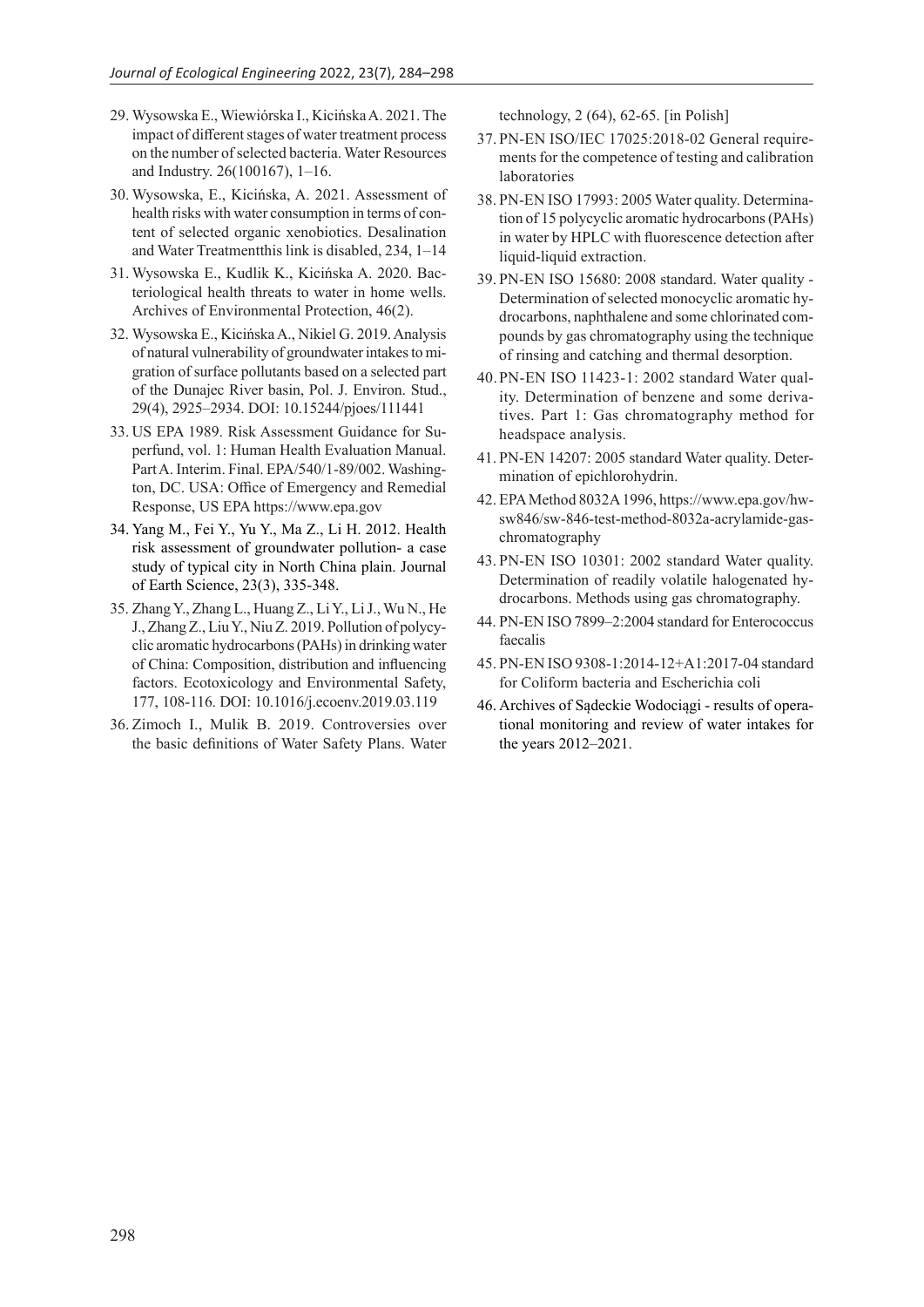29. Wysowska E., Wiewiórska I., Kicińska A. 2021. The impact of different stages of water treatment process on the number of selected bacteria. Water Resources and Industry. 26(100167), 1–16.
30. Wysowska, E., Kicińska, A. 2021. Assessment of health risks with water consumption in terms of content of selected organic xenobiotics. Desalination and Water Treatmentthis link is disabled, 234, 1–14
31. Wysowska E., Kudlik K., Kicińska A. 2020. Bacteriological health threats to water in home wells. Archives of Environmental Protection, 46(2).
32. Wysowska E., Kicińska A., Nikiel G. 2019. Analysis of natural vulnerability of groundwater intakes to migration of surface pollutants based on a selected part of the Dunajec River basin, Pol. J. Environ. Stud., 29(4), 2925–2934. DOI: 10.15244/pjoes/111441
33. US EPA 1989. Risk Assessment Guidance for Superfund, vol. 1: Human Health Evaluation Manual. Part A. Interim. Final. EPA/540/1-89/002. Washington, DC. USA: Office of Emergency and Remedial Response, US EPA https://www.epa.gov
34. Yang M., Fei Y., Yu Y., Ma Z., Li H. 2012. Health risk assessment of groundwater pollution- a case study of typical city in North China plain. Journal of Earth Science, 23(3), 335-348.
35. Zhang Y., Zhang L., Huang Z., Li Y., Li J., Wu N., He J., Zhang Z., Liu Y., Niu Z. 2019. Pollution of polycyclic aromatic hydrocarbons (PAHs) in drinking water of China: Composition, distribution and influencing factors. Ecotoxicology and Environmental Safety, 177, 108-116. DOI: 10.1016/j.ecoenv.2019.03.119
36. Zimoch I., Mulik B. 2019. Controversies over the basic definitions of Water Safety Plans. Water technology, 2 (64), 62-65. [in Polish]
37. PN-EN ISO/IEC 17025:2018-02 General requirements for the competence of testing and calibration laboratories
38. PN-EN ISO 17993: 2005 Water quality. Determination of 15 polycyclic aromatic hydrocarbons (PAHs) in water by HPLC with fluorescence detection after liquid-liquid extraction.
39. PN-EN ISO 15680: 2008 standard. Water quality - Determination of selected monocyclic aromatic hydrocarbons, naphthalene and some chlorinated compounds by gas chromatography using the technique of rinsing and catching and thermal desorption.
40. PN-EN ISO 11423-1: 2002 standard Water quality. Determination of benzene and some derivatives. Part 1: Gas chromatography method for headspace analysis.
41. PN-EN 14207: 2005 standard Water quality. Determination of epichlorohydrin.
42. EPA Method 8032A 1996, https://www.epa.gov/hw-sw846/sw-846-test-method-8032a-acrylamide-gas-chromatography
43. PN-EN ISO 10301: 2002 standard Water quality. Determination of readily volatile halogenated hydrocarbons. Methods using gas chromatography.
44. PN-EN ISO 7899–2:2004 standard for Enterococcus faecalis
45. PN-EN ISO 9308-1:2014-12+A1:2017-04 standard for Coliform bacteria and Escherichia coli
46. Archives of Sądeckie Wodociągi - results of operational monitoring and review of water intakes for the years 2012–2021.